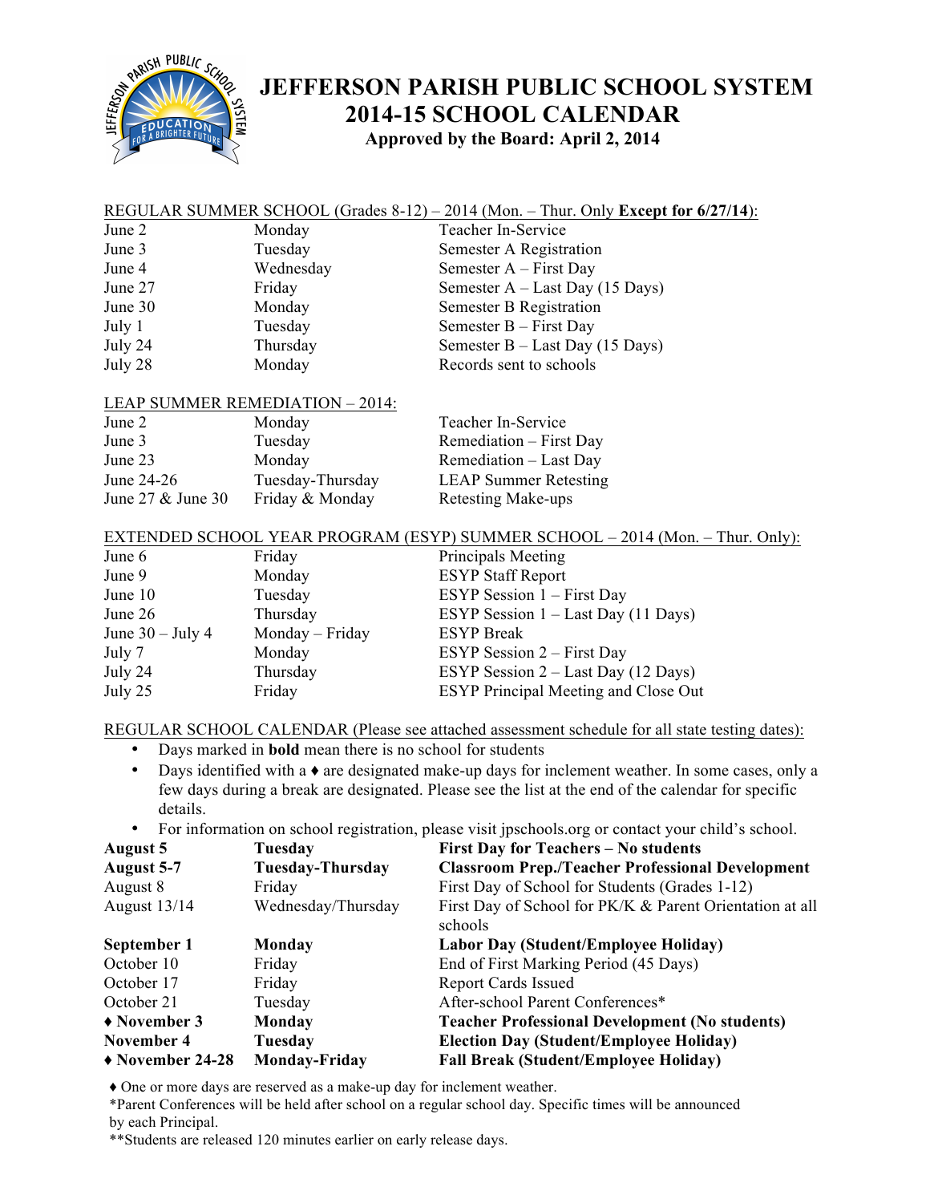# JEFFERSON PARISH PUBLIC SCHOOL SYSTEM
# 2014-15 SCHOOL CALENDAR

**Approved by the Board: April 2, 2014**

REGULAR SUMMER SCHOOL (Grades 8-12) – 2014 (Mon. – Thur. Only **Except for 6/27/14**):

| | | |
|---|---|---|
| June 2 | Monday | Teacher In-Service |
| June 3 | Tuesday | Semester A Registration |
| June 4 | Wednesday | Semester A – First Day |
| June 27 | Friday | Semester A – Last Day (15 Days) |
| June 30 | Monday | Semester B Registration |
| July 1 | Tuesday | Semester B – First Day |
| July 24 | Thursday | Semester B – Last Day (15 Days) |
| July 28 | Monday | Records sent to schools |

LEAP SUMMER REMEDIATION – 2014:

| | | |
|---|---|---|
| June 2 | Monday | Teacher In-Service |
| June 3 | Tuesday | Remediation – First Day |
| June 23 | Monday | Remediation – Last Day |
| June 24-26 | Tuesday-Thursday | LEAP Summer Retesting |
| June 27 & June 30 | Friday & Monday | Retesting Make-ups |

EXTENDED SCHOOL YEAR PROGRAM (ESYP) SUMMER SCHOOL – 2014 (Mon. – Thur. Only):

| | | |
|---|---|---|
| June 6 | Friday | Principals Meeting |
| June 9 | Monday | ESYP Staff Report |
| June 10 | Tuesday | ESYP Session 1 – First Day |
| June 26 | Thursday | ESYP Session 1 – Last Day (11 Days) |
| June 30 – July 4 | Monday – Friday | ESYP Break |
| July 7 | Monday | ESYP Session 2 – First Day |
| July 24 | Thursday | ESYP Session 2 – Last Day (12 Days) |
| July 25 | Friday | ESYP Principal Meeting and Close Out |

REGULAR SCHOOL CALENDAR (Please see attached assessment schedule for all state testing dates):

- Days marked in **bold** mean there is no school for students
- Days identified with a ♦ are designated make-up days for inclement weather. In some cases, only a few days during a break are designated. Please see the list at the end of the calendar for specific details.
- For information on school registration, please visit jpschools.org or contact your child's school.

| | | |
|---|---|---|
| **August 5** | **Tuesday** | **First Day for Teachers – No students** |
| **August 5-7** | **Tuesday-Thursday** | **Classroom Prep./Teacher Professional Development** |
| August 8 | Friday | First Day of School for Students (Grades 1-12) |
| August 13/14 | Wednesday/Thursday | First Day of School for PK/K & Parent Orientation at all schools |
| **September 1** | **Monday** | **Labor Day (Student/Employee Holiday)** |
| October 10 | Friday | End of First Marking Period (45 Days) |
| October 17 | Friday | Report Cards Issued |
| October 21 | Tuesday | After-school Parent Conferences* |
| **♦ November 3** | **Monday** | **Teacher Professional Development (No students)** |
| **November 4** | **Tuesday** | **Election Day (Student/Employee Holiday)** |
| **♦ November 24-28** | **Monday-Friday** | **Fall Break (Student/Employee Holiday)** |

♦ One or more days are reserved as a make-up day for inclement weather.

*Parent Conferences will be held after school on a regular school day. Specific times will be announced by each Principal.

**Students are released 120 minutes earlier on early release days.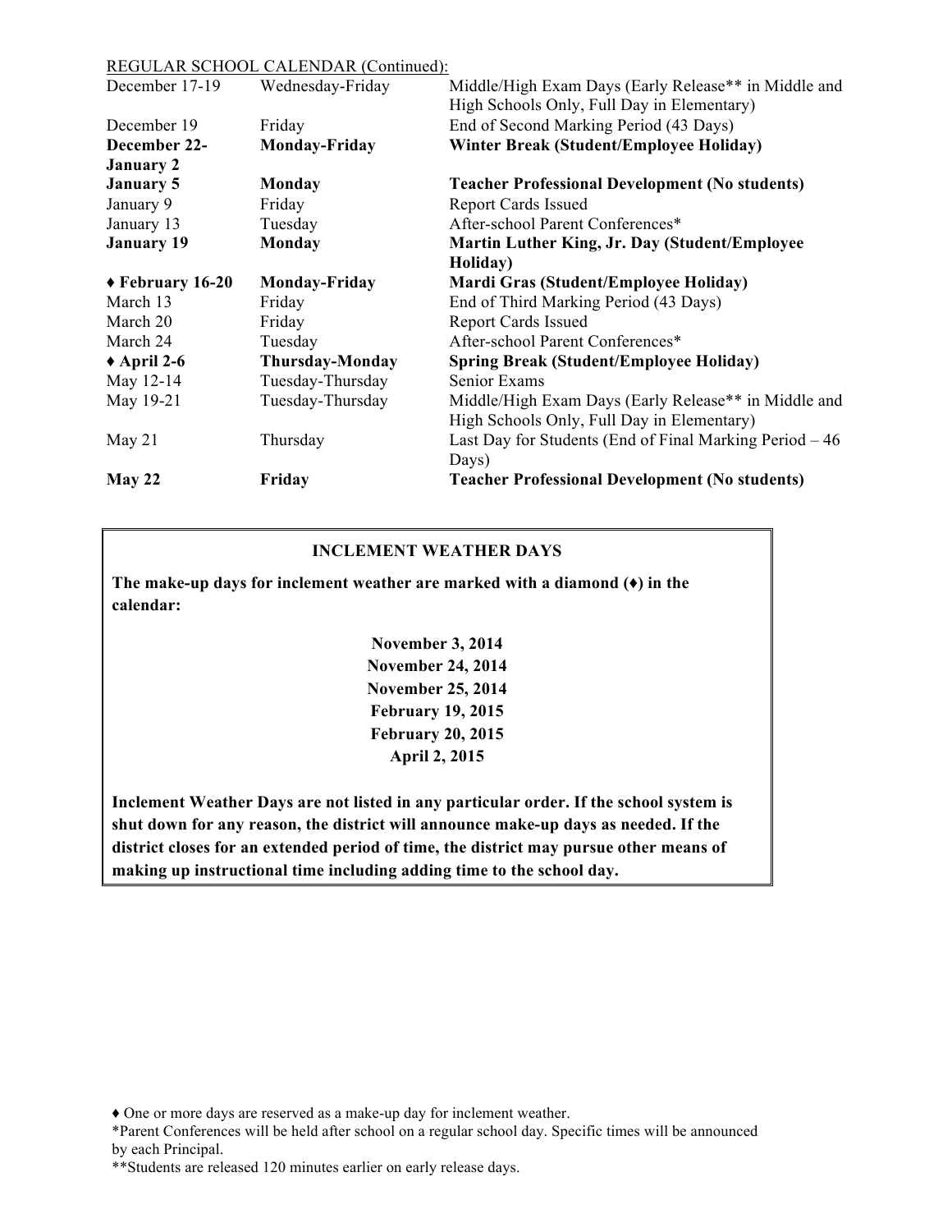REGULAR SCHOOL CALENDAR (Continued):

| | | |
|---|---|---|
| December 17-19 | Wednesday-Friday | Middle/High Exam Days (Early Release** in Middle and High Schools Only, Full Day in Elementary) |
| December 19 | Friday | End of Second Marking Period (43 Days) |
| **December 22- January 2** | **Monday-Friday** | **Winter Break (Student/Employee Holiday)** |
| **January 5** | **Monday** | **Teacher Professional Development (No students)** |
| January 9 | Friday | Report Cards Issued |
| January 13 | Tuesday | After-school Parent Conferences* |
| **January 19** | **Monday** | **Martin Luther King, Jr. Day (Student/Employee Holiday)** |
| **♦ February 16-20** | **Monday-Friday** | **Mardi Gras (Student/Employee Holiday)** |
| March 13 | Friday | End of Third Marking Period (43 Days) |
| March 20 | Friday | Report Cards Issued |
| March 24 | Tuesday | After-school Parent Conferences* |
| **♦ April 2-6** | **Thursday-Monday** | **Spring Break (Student/Employee Holiday)** |
| May 12-14 | Tuesday-Thursday | Senior Exams |
| May 19-21 | Tuesday-Thursday | Middle/High Exam Days (Early Release** in Middle and High Schools Only, Full Day in Elementary) |
| May 21 | Thursday | Last Day for Students (End of Final Marking Period – 46 Days) |
| **May 22** | **Friday** | **Teacher Professional Development (No students)** |

**INCLEMENT WEATHER DAYS**

**The make-up days for inclement weather are marked with a diamond (♦) in the calendar:**

**November 3, 2014**
**November 24, 2014**
**November 25, 2014**
**February 19, 2015**
**February 20, 2015**
**April 2, 2015**

**Inclement Weather Days are not listed in any particular order. If the school system is shut down for any reason, the district will announce make-up days as needed. If the district closes for an extended period of time, the district may pursue other means of making up instructional time including adding time to the school day.**

♦ One or more days are reserved as a make-up day for inclement weather.

*Parent Conferences will be held after school on a regular school day. Specific times will be announced by each Principal.

**Students are released 120 minutes earlier on early release days.